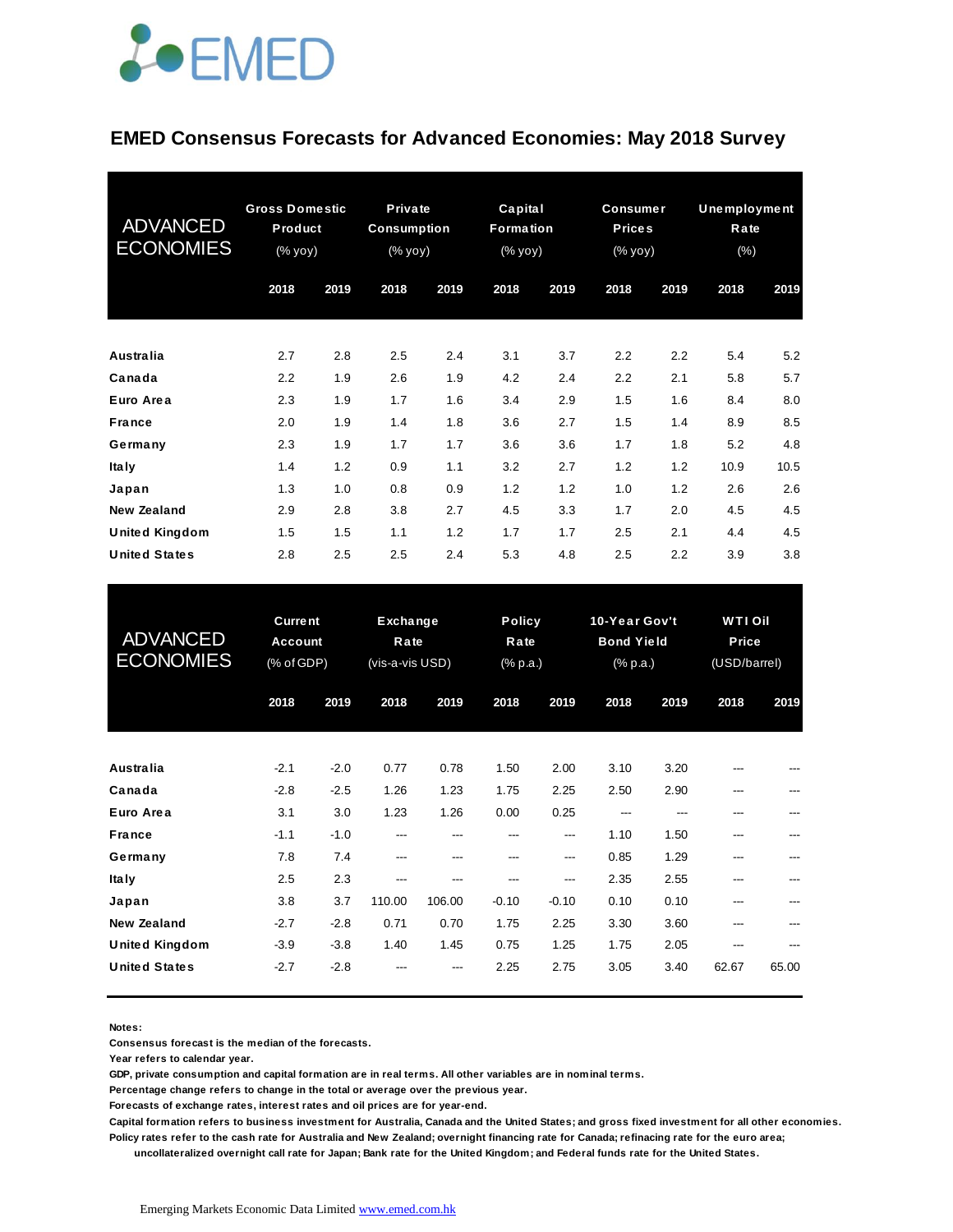# EMED Consensus Forecasts for Advanced Economies: May 2018 Survey

| ADVANCED ECONOMIES | Gross Domestic Product (% yoy) | | Private Consumption (% yoy) | | Capital Formation (% yoy) | | Consumer Prices (% yoy) | | Unemployment Rate (%) | |
|---|---|---|---|---|---|---|---|---|---|---|
| | 2018 | 2019 | 2018 | 2019 | 2018 | 2019 | 2018 | 2019 | 2018 | 2019 |
| Australia | 2.7 | 2.8 | 2.5 | 2.4 | 3.1 | 3.7 | 2.2 | 2.2 | 5.4 | 5.2 |
| Canada | 2.2 | 1.9 | 2.6 | 1.9 | 4.2 | 2.4 | 2.2 | 2.1 | 5.8 | 5.7 |
| Euro Area | 2.3 | 1.9 | 1.7 | 1.6 | 3.4 | 2.9 | 1.5 | 1.6 | 8.4 | 8.0 |
| France | 2.0 | 1.9 | 1.4 | 1.8 | 3.6 | 2.7 | 1.5 | 1.4 | 8.9 | 8.5 |
| Germany | 2.3 | 1.9 | 1.7 | 1.7 | 3.6 | 3.6 | 1.7 | 1.8 | 5.2 | 4.8 |
| Italy | 1.4 | 1.2 | 0.9 | 1.1 | 3.2 | 2.7 | 1.2 | 1.2 | 10.9 | 10.5 |
| Japan | 1.3 | 1.0 | 0.8 | 0.9 | 1.2 | 1.2 | 1.0 | 1.2 | 2.6 | 2.6 |
| New Zealand | 2.9 | 2.8 | 3.8 | 2.7 | 4.5 | 3.3 | 1.7 | 2.0 | 4.5 | 4.5 |
| United Kingdom | 1.5 | 1.5 | 1.1 | 1.2 | 1.7 | 1.7 | 2.5 | 2.1 | 4.4 | 4.5 |
| United States | 2.8 | 2.5 | 2.5 | 2.4 | 5.3 | 4.8 | 2.5 | 2.2 | 3.9 | 3.8 |

| ADVANCED ECONOMIES | Current Account (% of GDP) | | Exchange Rate (vis-a-vis USD) | | Policy Rate (% p.a.) | | 10-Year Gov't Bond Yield (% p.a.) | | WTI Oil Price (USD/barrel) | |
|---|---|---|---|---|---|---|---|---|---|---|
| | 2018 | 2019 | 2018 | 2019 | 2018 | 2019 | 2018 | 2019 | 2018 | 2019 |
| Australia | -2.1 | -2.0 | 0.77 | 0.78 | 1.50 | 2.00 | 3.10 | 3.20 | --- | --- |
| Canada | -2.8 | -2.5 | 1.26 | 1.23 | 1.75 | 2.25 | 2.50 | 2.90 | --- | --- |
| Euro Area | 3.1 | 3.0 | 1.23 | 1.26 | 0.00 | 0.25 | --- | --- | --- | --- |
| France | -1.1 | -1.0 | --- | --- | --- | --- | 1.10 | 1.50 | --- | --- |
| Germany | 7.8 | 7.4 | --- | --- | --- | --- | 0.85 | 1.29 | --- | --- |
| Italy | 2.5 | 2.3 | --- | --- | --- | --- | 2.35 | 2.55 | --- | --- |
| Japan | 3.8 | 3.7 | 110.00 | 106.00 | -0.10 | -0.10 | 0.10 | 0.10 | --- | --- |
| New Zealand | -2.7 | -2.8 | 0.71 | 0.70 | 1.75 | 2.25 | 3.30 | 3.60 | --- | --- |
| United Kingdom | -3.9 | -3.8 | 1.40 | 1.45 | 0.75 | 1.25 | 1.75 | 2.05 | --- | --- |
| United States | -2.7 | -2.8 | --- | --- | 2.25 | 2.75 | 3.05 | 3.40 | 62.67 | 65.00 |

**Notes:**

**Consensus forecast is the median of the forecasts.**

**Year refers to calendar year.**

**GDP, private consumption and capital formation are in real terms. All other variables are in nominal terms.**

**Percentage change refers to change in the total or average over the previous year.**

**Forecasts of exchange rates, interest rates and oil prices are for year-end.**

**Capital formation refers to business investment for Australia, Canada and the United States; and gross fixed investment for all other economies.**

**Policy rates refer to the cash rate for Australia and New Zealand; overnight financing rate for Canada; refinacing rate for the euro area; uncollateralized overnight call rate for Japan; Bank rate for the United Kingdom; and Federal funds rate for the United States.**

Emerging Markets Economic Data Limited [www.emed.com.hk](http://www.emed.com.hk)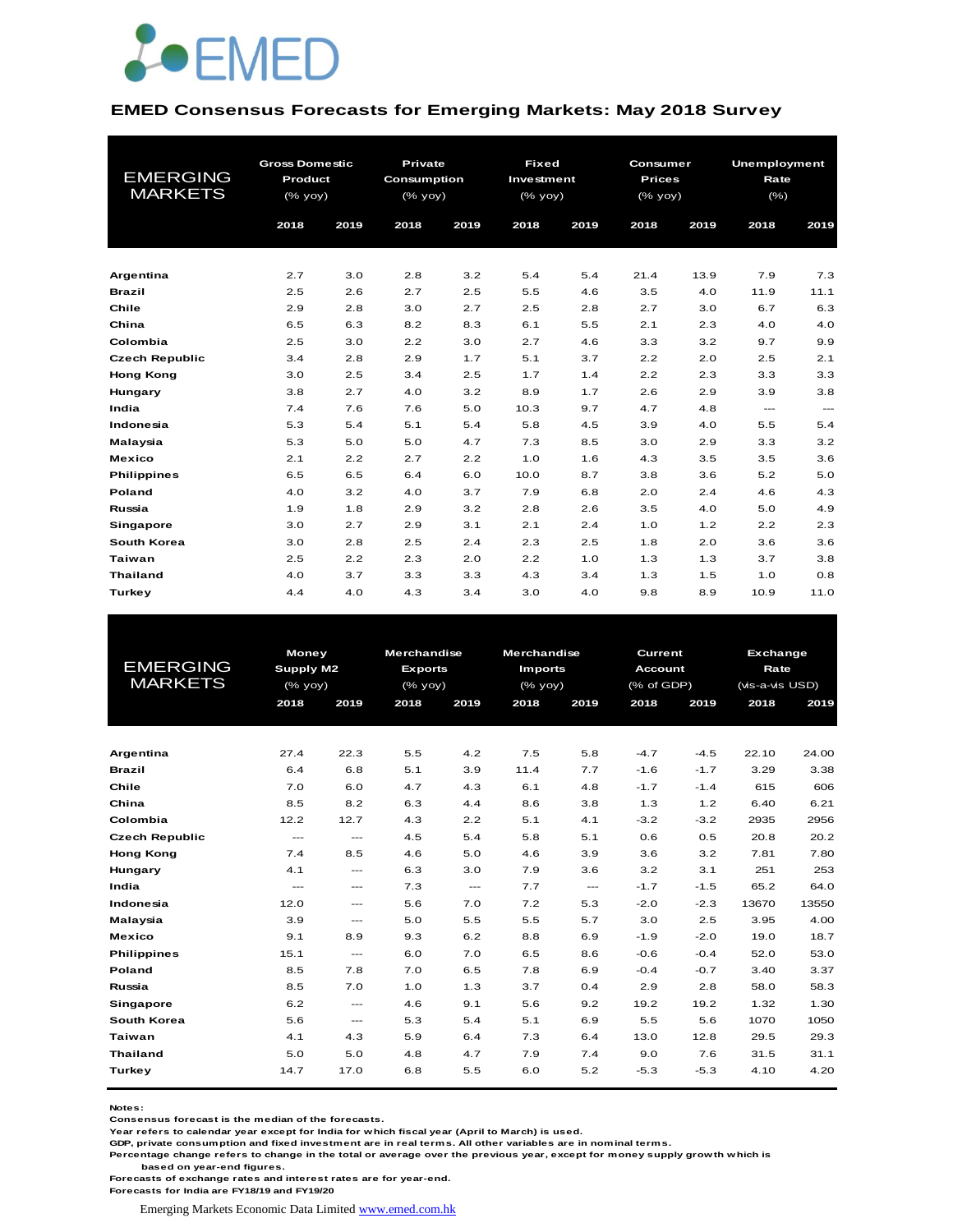# EMED

## EMED Consensus Forecasts for Emerging Markets: May 2018 Survey

| EMERGING MARKETS | Gross Domestic Product (% yoy) | | Private Consumption (% yoy) | | Fixed Investment (% yoy) | | Consumer Prices (% yoy) | | Unemployment Rate (%) | |
|---|---|---|---|---|---|---|---|---|---|---|
| | 2018 | 2019 | 2018 | 2019 | 2018 | 2019 | 2018 | 2019 | 2018 | 2019 |
| **Argentina** | 2.7 | 3.0 | 2.8 | 3.2 | 5.4 | 5.4 | 21.4 | 13.9 | 7.9 | 7.3 |
| **Brazil** | 2.5 | 2.6 | 2.7 | 2.5 | 5.5 | 4.6 | 3.5 | 4.0 | 11.9 | 11.1 |
| **Chile** | 2.9 | 2.8 | 3.0 | 2.7 | 2.5 | 2.8 | 2.7 | 3.0 | 6.7 | 6.3 |
| **China** | 6.5 | 6.3 | 8.2 | 8.3 | 6.1 | 5.5 | 2.1 | 2.3 | 4.0 | 4.0 |
| **Colombia** | 2.5 | 3.0 | 2.2 | 3.0 | 2.7 | 4.6 | 3.3 | 3.2 | 9.7 | 9.9 |
| **Czech Republic** | 3.4 | 2.8 | 2.9 | 1.7 | 5.1 | 3.7 | 2.2 | 2.0 | 2.5 | 2.1 |
| **Hong Kong** | 3.0 | 2.5 | 3.4 | 2.5 | 1.7 | 1.4 | 2.2 | 2.3 | 3.3 | 3.3 |
| **Hungary** | 3.8 | 2.7 | 4.0 | 3.2 | 8.9 | 1.7 | 2.6 | 2.9 | 3.9 | 3.8 |
| **India** | 7.4 | 7.6 | 7.6 | 5.0 | 10.3 | 9.7 | 4.7 | 4.8 | --- | --- |
| **Indonesia** | 5.3 | 5.4 | 5.1 | 5.4 | 5.8 | 4.5 | 3.9 | 4.0 | 5.5 | 5.4 |
| **Malaysia** | 5.3 | 5.0 | 5.0 | 4.7 | 7.3 | 8.5 | 3.0 | 2.9 | 3.3 | 3.2 |
| **Mexico** | 2.1 | 2.2 | 2.7 | 2.2 | 1.0 | 1.6 | 4.3 | 3.5 | 3.5 | 3.6 |
| **Philippines** | 6.5 | 6.5 | 6.4 | 6.0 | 10.0 | 8.7 | 3.8 | 3.6 | 5.2 | 5.0 |
| **Poland** | 4.0 | 3.2 | 4.0 | 3.7 | 7.9 | 6.8 | 2.0 | 2.4 | 4.6 | 4.3 |
| **Russia** | 1.9 | 1.8 | 2.9 | 3.2 | 2.8 | 2.6 | 3.5 | 4.0 | 5.0 | 4.9 |
| **Singapore** | 3.0 | 2.7 | 2.9 | 3.1 | 2.1 | 2.4 | 1.0 | 1.2 | 2.2 | 2.3 |
| **South Korea** | 3.0 | 2.8 | 2.5 | 2.4 | 2.3 | 2.5 | 1.8 | 2.0 | 3.6 | 3.6 |
| **Taiwan** | 2.5 | 2.2 | 2.3 | 2.0 | 2.2 | 1.0 | 1.3 | 1.3 | 3.7 | 3.8 |
| **Thailand** | 4.0 | 3.7 | 3.3 | 3.3 | 4.3 | 3.4 | 1.3 | 1.5 | 1.0 | 0.8 |
| **Turkey** | 4.4 | 4.0 | 4.3 | 3.4 | 3.0 | 4.0 | 9.8 | 8.9 | 10.9 | 11.0 |

| EMERGING MARKETS | Money Supply M2 (% yoy) | | Merchandise Exports (% yoy) | | Merchandise Imports (% yoy) | | Current Account (% of GDP) | | Exchange Rate (vis-a-vis USD) | |
|---|---|---|---|---|---|---|---|---|---|---|
| | 2018 | 2019 | 2018 | 2019 | 2018 | 2019 | 2018 | 2019 | 2018 | 2019 |
| **Argentina** | 27.4 | 22.3 | 5.5 | 4.2 | 7.5 | 5.8 | -4.7 | -4.5 | 22.10 | 24.00 |
| **Brazil** | 6.4 | 6.8 | 5.1 | 3.9 | 11.4 | 7.7 | -1.6 | -1.7 | 3.29 | 3.38 |
| **Chile** | 7.0 | 6.0 | 4.7 | 4.3 | 6.1 | 4.8 | -1.7 | -1.4 | 615 | 606 |
| **China** | 8.5 | 8.2 | 6.3 | 4.4 | 8.6 | 3.8 | 1.3 | 1.2 | 6.40 | 6.21 |
| **Colombia** | 12.2 | 12.7 | 4.3 | 2.2 | 5.1 | 4.1 | -3.2 | -3.2 | 2935 | 2956 |
| **Czech Republic** | --- | --- | 4.5 | 5.4 | 5.8 | 5.1 | 0.6 | 0.5 | 20.8 | 20.2 |
| **Hong Kong** | 7.4 | 8.5 | 4.6 | 5.0 | 4.6 | 3.9 | 3.6 | 3.2 | 7.81 | 7.80 |
| **Hungary** | 4.1 | --- | 6.3 | 3.0 | 7.9 | 3.6 | 3.2 | 3.1 | 251 | 253 |
| **India** | --- | --- | 7.3 | --- | 7.7 | --- | -1.7 | -1.5 | 65.2 | 64.0 |
| **Indonesia** | 12.0 | --- | 5.6 | 7.0 | 7.2 | 5.3 | -2.0 | -2.3 | 13670 | 13550 |
| **Malaysia** | 3.9 | --- | 5.0 | 5.5 | 5.5 | 5.7 | 3.0 | 2.5 | 3.95 | 4.00 |
| **Mexico** | 9.1 | 8.9 | 9.3 | 6.2 | 8.8 | 6.9 | -1.9 | -2.0 | 19.0 | 18.7 |
| **Philippines** | 15.1 | --- | 6.0 | 7.0 | 6.5 | 8.6 | -0.6 | -0.4 | 52.0 | 53.0 |
| **Poland** | 8.5 | 7.8 | 7.0 | 6.5 | 7.8 | 6.9 | -0.4 | -0.7 | 3.40 | 3.37 |
| **Russia** | 8.5 | 7.0 | 1.0 | 1.3 | 3.7 | 0.4 | 2.9 | 2.8 | 58.0 | 58.3 |
| **Singapore** | 6.2 | --- | 4.6 | 9.1 | 5.6 | 9.2 | 19.2 | 19.2 | 1.32 | 1.30 |
| **South Korea** | 5.6 | --- | 5.3 | 5.4 | 5.1 | 6.9 | 5.5 | 5.6 | 1070 | 1050 |
| **Taiwan** | 4.1 | 4.3 | 5.9 | 6.4 | 7.3 | 6.4 | 13.0 | 12.8 | 29.5 | 29.3 |
| **Thailand** | 5.0 | 5.0 | 4.8 | 4.7 | 7.9 | 7.4 | 9.0 | 7.6 | 31.5 | 31.1 |
| **Turkey** | 14.7 | 17.0 | 6.8 | 5.5 | 6.0 | 5.2 | -5.3 | -5.3 | 4.10 | 4.20 |

**Notes:**
**Consensus forecast is the median of the forecasts.**
**Year refers to calendar year except for India for which fiscal year (April to March) is used.**
**GDP, private consumption and fixed investment are in real terms. All other variables are in nominal terms.**
**Percentage change refers to change in the total or average over the previous year, except for money supply growth which is based on year-end figures.**
**Forecasts of exchange rates and interest rates are for year-end.**
**Forecasts for India are FY18/19 and FY19/20**

Emerging Markets Economic Data Limited [www.emed.com.hk](http://www.emed.com.hk)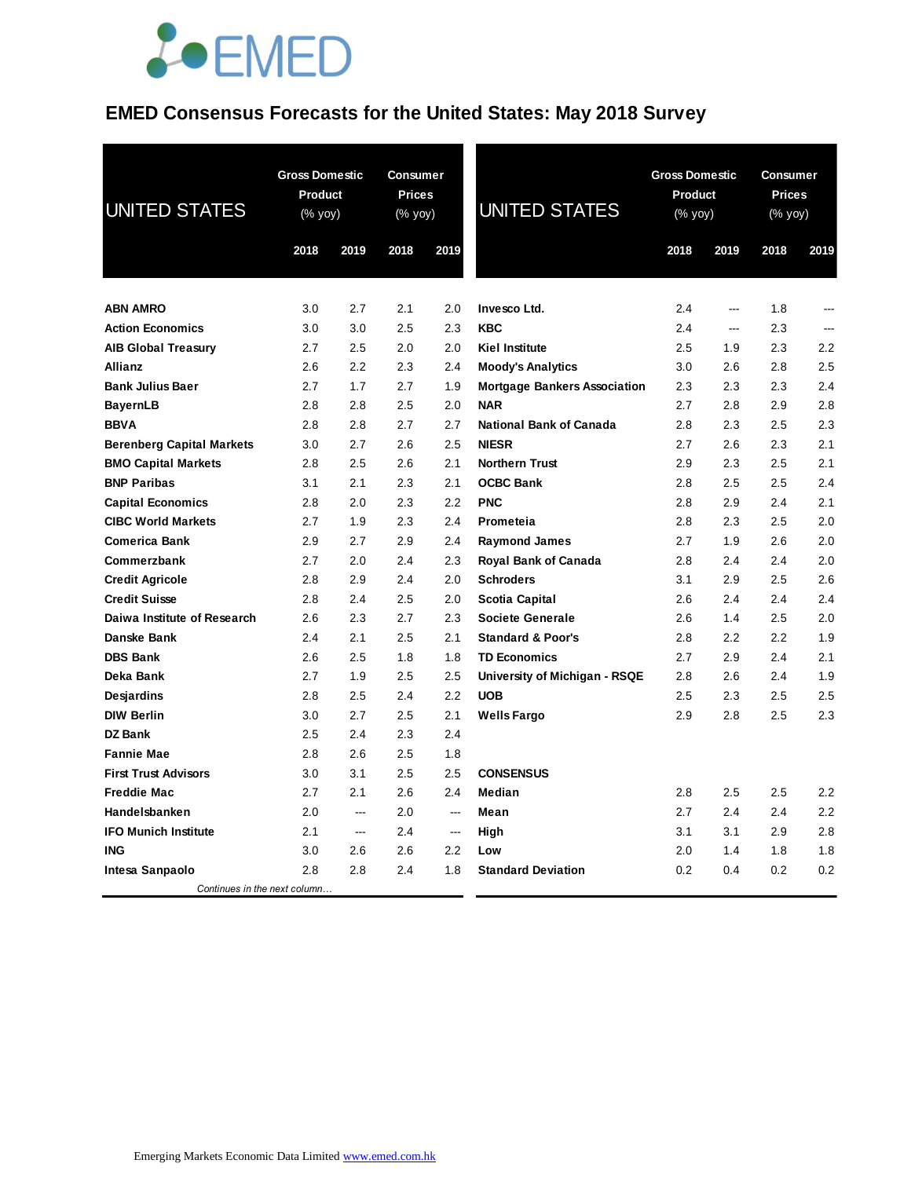# EMED Consensus Forecasts for the United States: May 2018 Survey

| UNITED STATES | Gross Domestic Product (% yoy) | | Consumer Prices (% yoy) | |
|---|---|---|---|---|
| | 2018 | 2019 | 2018 | 2019 |
| **ABN AMRO** | 3.0 | 2.7 | 2.1 | 2.0 |
| **Action Economics** | 3.0 | 3.0 | 2.5 | 2.3 |
| **AIB Global Treasury** | 2.7 | 2.5 | 2.0 | 2.0 |
| **Allianz** | 2.6 | 2.2 | 2.3 | 2.4 |
| **Bank Julius Baer** | 2.7 | 1.7 | 2.7 | 1.9 |
| **BayernLB** | 2.8 | 2.8 | 2.5 | 2.0 |
| **BBVA** | 2.8 | 2.8 | 2.7 | 2.7 |
| **Berenberg Capital Markets** | 3.0 | 2.7 | 2.6 | 2.5 |
| **BMO Capital Markets** | 2.8 | 2.5 | 2.6 | 2.1 |
| **BNP Paribas** | 3.1 | 2.1 | 2.3 | 2.1 |
| **Capital Economics** | 2.8 | 2.0 | 2.3 | 2.2 |
| **CIBC World Markets** | 2.7 | 1.9 | 2.3 | 2.4 |
| **Comerica Bank** | 2.9 | 2.7 | 2.9 | 2.4 |
| **Commerzbank** | 2.7 | 2.0 | 2.4 | 2.3 |
| **Credit Agricole** | 2.8 | 2.9 | 2.4 | 2.0 |
| **Credit Suisse** | 2.8 | 2.4 | 2.5 | 2.0 |
| **Daiwa Institute of Research** | 2.6 | 2.3 | 2.7 | 2.3 |
| **Danske Bank** | 2.4 | 2.1 | 2.5 | 2.1 |
| **DBS Bank** | 2.6 | 2.5 | 1.8 | 1.8 |
| **Deka Bank** | 2.7 | 1.9 | 2.5 | 2.5 |
| **Desjardins** | 2.8 | 2.5 | 2.4 | 2.2 |
| **DIW Berlin** | 3.0 | 2.7 | 2.5 | 2.1 |
| **DZ Bank** | 2.5 | 2.4 | 2.3 | 2.4 |
| **Fannie Mae** | 2.8 | 2.6 | 2.5 | 1.8 |
| **First Trust Advisors** | 3.0 | 3.1 | 2.5 | 2.5 |
| **Freddie Mac** | 2.7 | 2.1 | 2.6 | 2.4 |
| **Handelsbanken** | 2.0 | --- | 2.0 | --- |
| **IFO Munich Institute** | 2.1 | --- | 2.4 | --- |
| **ING** | 3.0 | 2.6 | 2.6 | 2.2 |
| **Intesa Sanpaolo** | 2.8 | 2.8 | 2.4 | 1.8 |
| **Invesco Ltd.** | 2.4 | --- | 1.8 | --- |
| **KBC** | 2.4 | --- | 2.3 | --- |
| **Kiel Institute** | 2.5 | 1.9 | 2.3 | 2.2 |
| **Moody's Analytics** | 3.0 | 2.6 | 2.8 | 2.5 |
| **Mortgage Bankers Association** | 2.3 | 2.3 | 2.3 | 2.4 |
| **NAR** | 2.7 | 2.8 | 2.9 | 2.8 |
| **National Bank of Canada** | 2.8 | 2.3 | 2.5 | 2.3 |
| **NIESR** | 2.7 | 2.6 | 2.3 | 2.1 |
| **Northern Trust** | 2.9 | 2.3 | 2.5 | 2.1 |
| **OCBC Bank** | 2.8 | 2.5 | 2.5 | 2.4 |
| **PNC** | 2.8 | 2.9 | 2.4 | 2.1 |
| **Prometeia** | 2.8 | 2.3 | 2.5 | 2.0 |
| **Raymond James** | 2.7 | 1.9 | 2.6 | 2.0 |
| **Royal Bank of Canada** | 2.8 | 2.4 | 2.4 | 2.0 |
| **Schroders** | 3.1 | 2.9 | 2.5 | 2.6 |
| **Scotia Capital** | 2.6 | 2.4 | 2.4 | 2.4 |
| **Societe Generale** | 2.6 | 1.4 | 2.5 | 2.0 |
| **Standard & Poor's** | 2.8 | 2.2 | 2.2 | 1.9 |
| **TD Economics** | 2.7 | 2.9 | 2.4 | 2.1 |
| **University of Michigan - RSQE** | 2.8 | 2.6 | 2.4 | 1.9 |
| **UOB** | 2.5 | 2.3 | 2.5 | 2.5 |
| **Wells Fargo** | 2.9 | 2.8 | 2.5 | 2.3 |
| **CONSENSUS** | | | | |
| **Median** | 2.8 | 2.5 | 2.5 | 2.2 |
| **Mean** | 2.7 | 2.4 | 2.4 | 2.2 |
| **High** | 3.1 | 3.1 | 2.9 | 2.8 |
| **Low** | 2.0 | 1.4 | 1.8 | 1.8 |
| **Standard Deviation** | 0.2 | 0.4 | 0.2 | 0.2 |

Emerging Markets Economic Data Limited www.emed.com.hk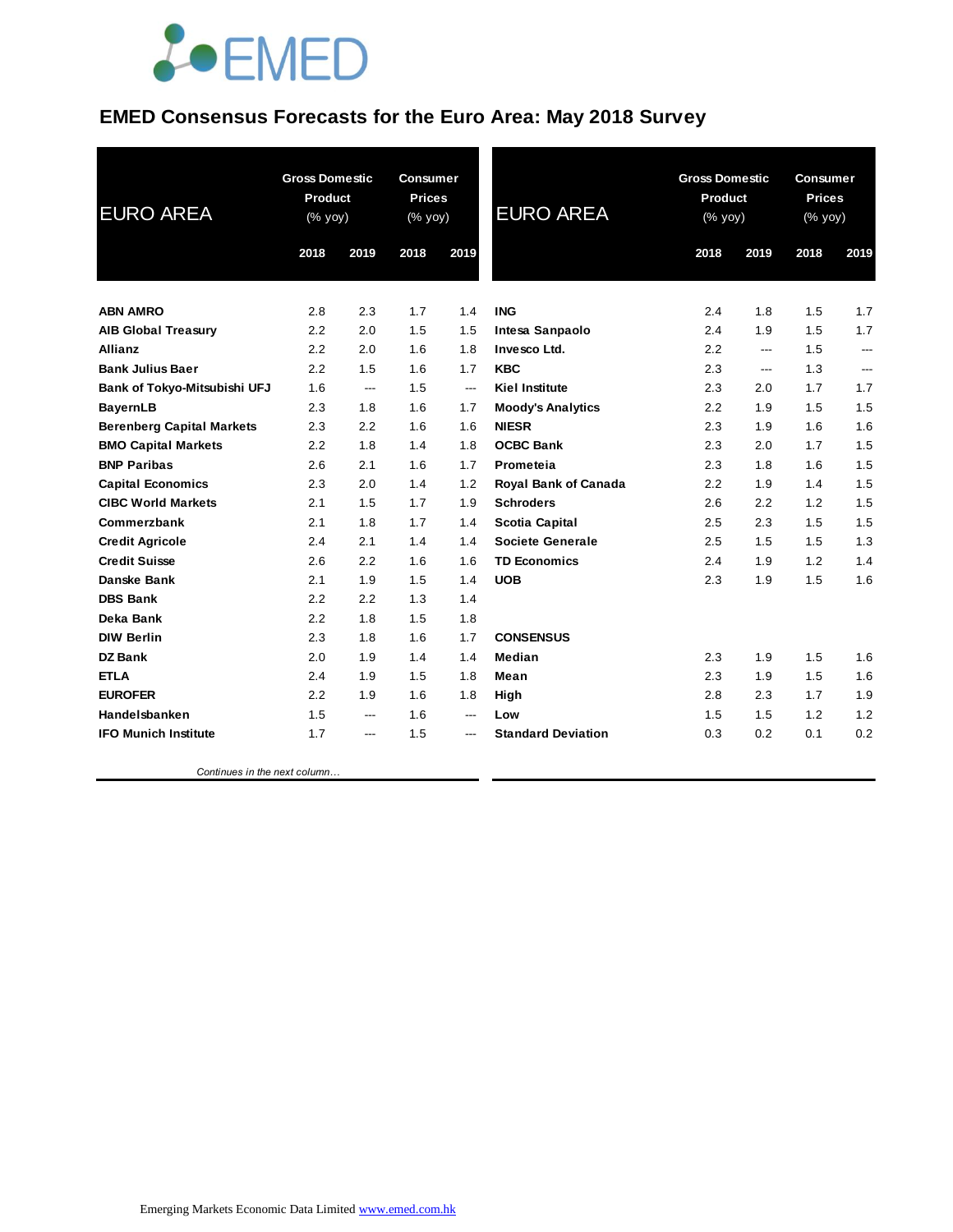# EMED Consensus Forecasts for the Euro Area: May 2018 Survey

| EURO AREA | Gross Domestic Product (% yoy) | | Consumer Prices (% yoy) | |
|---|---|---|---|---|
| | 2018 | 2019 | 2018 | 2019 |
| ABN AMRO | 2.8 | 2.3 | 1.7 | 1.4 |
| AIB Global Treasury | 2.2 | 2.0 | 1.5 | 1.5 |
| Allianz | 2.2 | 2.0 | 1.6 | 1.8 |
| Bank Julius Baer | 2.2 | 1.5 | 1.6 | 1.7 |
| Bank of Tokyo-Mitsubishi UFJ | 1.6 | --- | 1.5 | --- |
| BayernLB | 2.3 | 1.8 | 1.6 | 1.7 |
| Berenberg Capital Markets | 2.3 | 2.2 | 1.6 | 1.6 |
| BMO Capital Markets | 2.2 | 1.8 | 1.4 | 1.8 |
| BNP Paribas | 2.6 | 2.1 | 1.6 | 1.7 |
| Capital Economics | 2.3 | 2.0 | 1.4 | 1.2 |
| CIBC World Markets | 2.1 | 1.5 | 1.7 | 1.9 |
| Commerzbank | 2.1 | 1.8 | 1.7 | 1.4 |
| Credit Agricole | 2.4 | 2.1 | 1.4 | 1.4 |
| Credit Suisse | 2.6 | 2.2 | 1.6 | 1.6 |
| Danske Bank | 2.1 | 1.9 | 1.5 | 1.4 |
| DBS Bank | 2.2 | 2.2 | 1.3 | 1.4 |
| Deka Bank | 2.2 | 1.8 | 1.5 | 1.8 |
| DIW Berlin | 2.3 | 1.8 | 1.6 | 1.7 |
| DZ Bank | 2.0 | 1.9 | 1.4 | 1.4 |
| ETLA | 2.4 | 1.9 | 1.5 | 1.8 |
| EUROFER | 2.2 | 1.9 | 1.6 | 1.8 |
| Handelsbanken | 1.5 | --- | 1.6 | --- |
| IFO Munich Institute | 1.7 | --- | 1.5 | --- |

*Continues in the next column…*

| EURO AREA | Gross Domestic Product (% yoy) | | Consumer Prices (% yoy) | |
|---|---|---|---|---|
| | 2018 | 2019 | 2018 | 2019 |
| ING | 2.4 | 1.8 | 1.5 | 1.7 |
| Intesa Sanpaolo | 2.4 | 1.9 | 1.5 | 1.7 |
| Invesco Ltd. | 2.2 | --- | 1.5 | --- |
| KBC | 2.3 | --- | 1.3 | --- |
| Kiel Institute | 2.3 | 2.0 | 1.7 | 1.7 |
| Moody's Analytics | 2.2 | 1.9 | 1.5 | 1.5 |
| NIESR | 2.3 | 1.9 | 1.6 | 1.6 |
| OCBC Bank | 2.3 | 2.0 | 1.7 | 1.5 |
| Prometeia | 2.3 | 1.8 | 1.6 | 1.5 |
| Royal Bank of Canada | 2.2 | 1.9 | 1.4 | 1.5 |
| Schroders | 2.6 | 2.2 | 1.2 | 1.5 |
| Scotia Capital | 2.5 | 2.3 | 1.5 | 1.5 |
| Societe Generale | 2.5 | 1.5 | 1.5 | 1.3 |
| TD Economics | 2.4 | 1.9 | 1.2 | 1.4 |
| UOB | 2.3 | 1.9 | 1.5 | 1.6 |
| **CONSENSUS** | | | | |
| Median | 2.3 | 1.9 | 1.5 | 1.6 |
| Mean | 2.3 | 1.9 | 1.5 | 1.6 |
| High | 2.8 | 2.3 | 1.7 | 1.9 |
| Low | 1.5 | 1.5 | 1.2 | 1.2 |
| Standard Deviation | 0.3 | 0.2 | 0.1 | 0.2 |

Emerging Markets Economic Data Limited www.emed.com.hk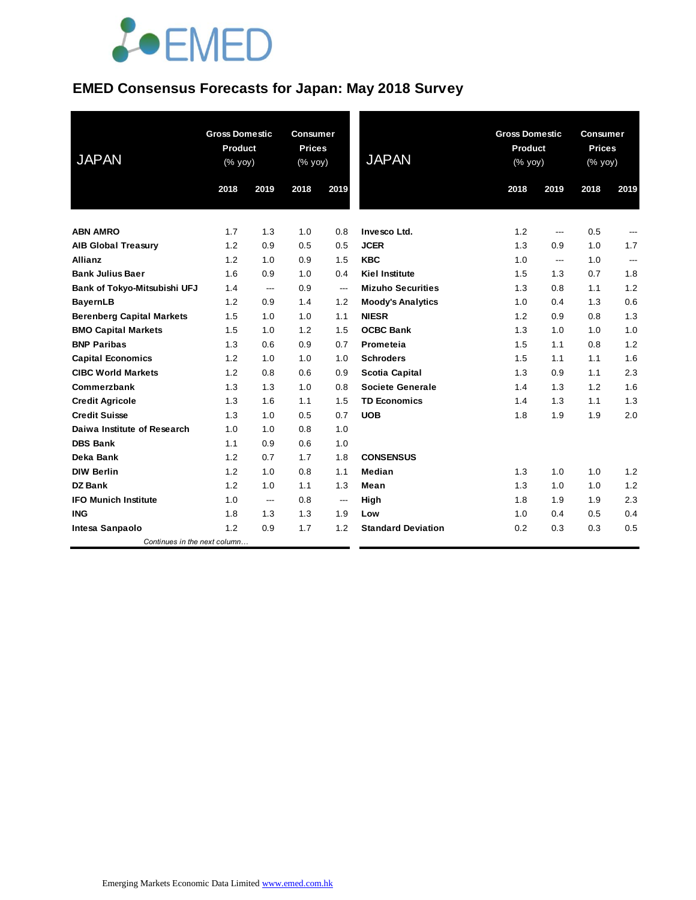# EMED Consensus Forecasts for Japan: May 2018 Survey

| JAPAN | Gross Domestic Product (% yoy) | | Consumer Prices (% yoy) | |
|---|---|---|---|---|
| | 2018 | 2019 | 2018 | 2019 |
| **ABN AMRO** | 1.7 | 1.3 | 1.0 | 0.8 |
| **AIB Global Treasury** | 1.2 | 0.9 | 0.5 | 0.5 |
| **Allianz** | 1.2 | 1.0 | 0.9 | 1.5 |
| **Bank Julius Baer** | 1.6 | 0.9 | 1.0 | 0.4 |
| **Bank of Tokyo-Mitsubishi UFJ** | 1.4 | --- | 0.9 | --- |
| **BayernLB** | 1.2 | 0.9 | 1.4 | 1.2 |
| **Berenberg Capital Markets** | 1.5 | 1.0 | 1.0 | 1.1 |
| **BMO Capital Markets** | 1.5 | 1.0 | 1.2 | 1.5 |
| **BNP Paribas** | 1.3 | 0.6 | 0.9 | 0.7 |
| **Capital Economics** | 1.2 | 1.0 | 1.0 | 1.0 |
| **CIBC World Markets** | 1.2 | 0.8 | 0.6 | 0.9 |
| **Commerzbank** | 1.3 | 1.3 | 1.0 | 0.8 |
| **Credit Agricole** | 1.3 | 1.6 | 1.1 | 1.5 |
| **Credit Suisse** | 1.3 | 1.0 | 0.5 | 0.7 |
| **Daiwa Institute of Research** | 1.0 | 1.0 | 0.8 | 1.0 |
| **DBS Bank** | 1.1 | 0.9 | 0.6 | 1.0 |
| **Deka Bank** | 1.2 | 0.7 | 1.7 | 1.8 |
| **DIW Berlin** | 1.2 | 1.0 | 0.8 | 1.1 |
| **DZ Bank** | 1.2 | 1.0 | 1.1 | 1.3 |
| **IFO Munich Institute** | 1.0 | --- | 0.8 | --- |
| **ING** | 1.8 | 1.3 | 1.3 | 1.9 |
| **Intesa Sanpaolo** | 1.2 | 0.9 | 1.7 | 1.2 |
| **Invesco Ltd.** | 1.2 | --- | 0.5 | --- |
| **JCER** | 1.3 | 0.9 | 1.0 | 1.7 |
| **KBC** | 1.0 | --- | 1.0 | --- |
| **Kiel Institute** | 1.5 | 1.3 | 0.7 | 1.8 |
| **Mizuho Securities** | 1.3 | 0.8 | 1.1 | 1.2 |
| **Moody's Analytics** | 1.0 | 0.4 | 1.3 | 0.6 |
| **NIESR** | 1.2 | 0.9 | 0.8 | 1.3 |
| **OCBC Bank** | 1.3 | 1.0 | 1.0 | 1.0 |
| **Prometeia** | 1.5 | 1.1 | 0.8 | 1.2 |
| **Schroders** | 1.5 | 1.1 | 1.1 | 1.6 |
| **Scotia Capital** | 1.3 | 0.9 | 1.1 | 2.3 |
| **Societe Generale** | 1.4 | 1.3 | 1.2 | 1.6 |
| **TD Economics** | 1.4 | 1.3 | 1.1 | 1.3 |
| **UOB** | 1.8 | 1.9 | 1.9 | 2.0 |
| **CONSENSUS** | | | | |
| **Median** | 1.3 | 1.0 | 1.0 | 1.2 |
| **Mean** | 1.3 | 1.0 | 1.0 | 1.2 |
| **High** | 1.8 | 1.9 | 1.9 | 2.3 |
| **Low** | 1.0 | 0.4 | 0.5 | 0.4 |
| **Standard Deviation** | 0.2 | 0.3 | 0.3 | 0.5 |

Emerging Markets Economic Data Limited www.emed.com.hk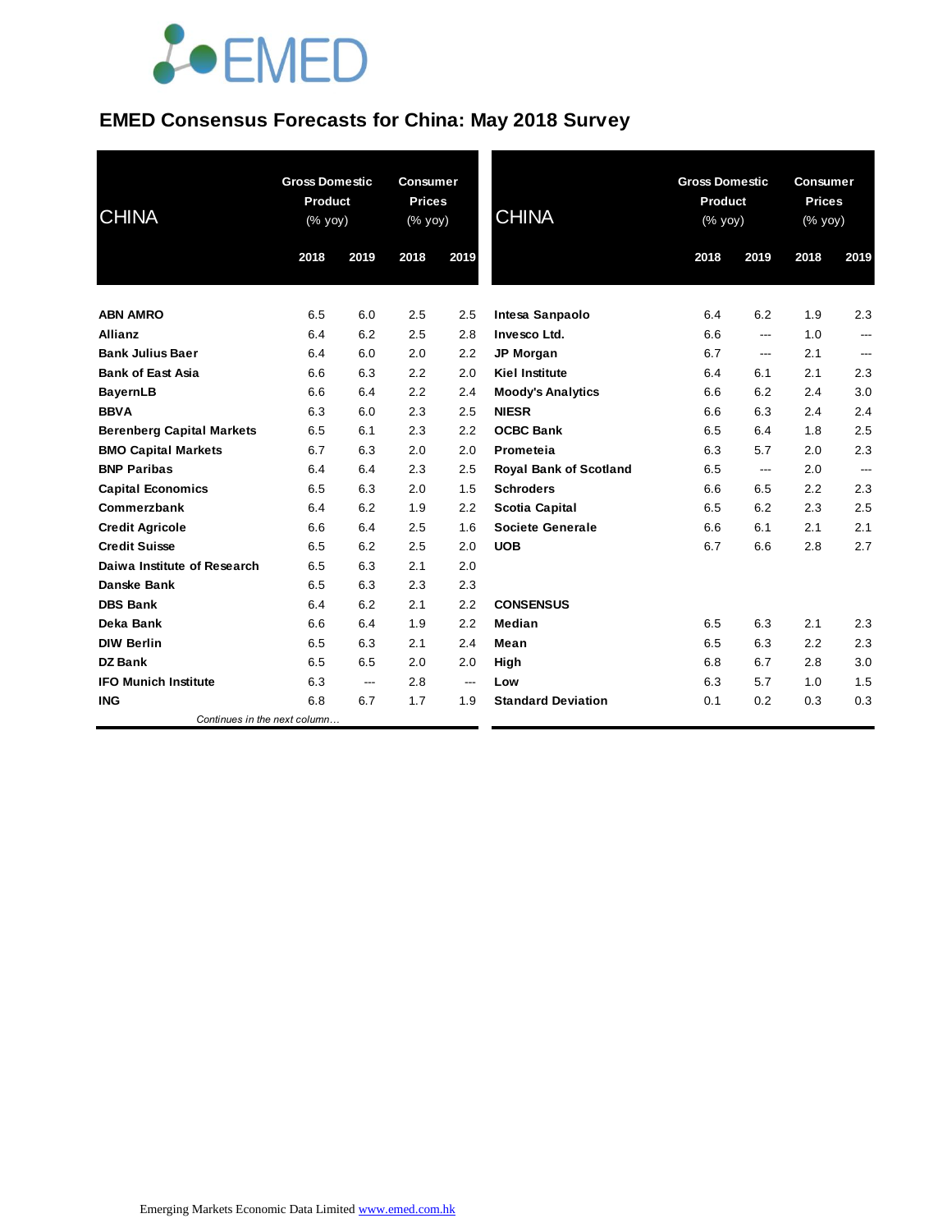# EMED Consensus Forecasts for China: May 2018 Survey

| CHINA | Gross Domestic Product (% yoy) | | Consumer Prices (% yoy) | |
|---|---|---|---|---|
| | 2018 | 2019 | 2018 | 2019 |
| ABN AMRO | 6.5 | 6.0 | 2.5 | 2.5 |
| Allianz | 6.4 | 6.2 | 2.5 | 2.8 |
| Bank Julius Baer | 6.4 | 6.0 | 2.0 | 2.2 |
| Bank of East Asia | 6.6 | 6.3 | 2.2 | 2.0 |
| BayernLB | 6.6 | 6.4 | 2.2 | 2.4 |
| BBVA | 6.3 | 6.0 | 2.3 | 2.5 |
| Berenberg Capital Markets | 6.5 | 6.1 | 2.3 | 2.2 |
| BMO Capital Markets | 6.7 | 6.3 | 2.0 | 2.0 |
| BNP Paribas | 6.4 | 6.4 | 2.3 | 2.5 |
| Capital Economics | 6.5 | 6.3 | 2.0 | 1.5 |
| Commerzbank | 6.4 | 6.2 | 1.9 | 2.2 |
| Credit Agricole | 6.6 | 6.4 | 2.5 | 1.6 |
| Credit Suisse | 6.5 | 6.2 | 2.5 | 2.0 |
| Daiwa Institute of Research | 6.5 | 6.3 | 2.1 | 2.0 |
| Danske Bank | 6.5 | 6.3 | 2.3 | 2.3 |
| DBS Bank | 6.4 | 6.2 | 2.1 | 2.2 |
| Deka Bank | 6.6 | 6.4 | 1.9 | 2.2 |
| DIW Berlin | 6.5 | 6.3 | 2.1 | 2.4 |
| DZ Bank | 6.5 | 6.5 | 2.0 | 2.0 |
| IFO Munich Institute | 6.3 | --- | 2.8 | --- |
| ING | 6.8 | 6.7 | 1.7 | 1.9 |
| Intesa Sanpaolo | 6.4 | 6.2 | 1.9 | 2.3 |
| Invesco Ltd. | 6.6 | --- | 1.0 | --- |
| JP Morgan | 6.7 | --- | 2.1 | --- |
| Kiel Institute | 6.4 | 6.1 | 2.1 | 2.3 |
| Moody's Analytics | 6.6 | 6.2 | 2.4 | 3.0 |
| NIESR | 6.6 | 6.3 | 2.4 | 2.4 |
| OCBC Bank | 6.5 | 6.4 | 1.8 | 2.5 |
| Prometeia | 6.3 | 5.7 | 2.0 | 2.3 |
| Royal Bank of Scotland | 6.5 | --- | 2.0 | --- |
| Schroders | 6.6 | 6.5 | 2.2 | 2.3 |
| Scotia Capital | 6.5 | 6.2 | 2.3 | 2.5 |
| Societe Generale | 6.6 | 6.1 | 2.1 | 2.1 |
| UOB | 6.7 | 6.6 | 2.8 | 2.7 |
| **CONSENSUS** | | | | |
| Median | 6.5 | 6.3 | 2.1 | 2.3 |
| Mean | 6.5 | 6.3 | 2.2 | 2.3 |
| High | 6.8 | 6.7 | 2.8 | 3.0 |
| Low | 6.3 | 5.7 | 1.0 | 1.5 |
| Standard Deviation | 0.1 | 0.2 | 0.3 | 0.3 |

Emerging Markets Economic Data Limited www.emed.com.hk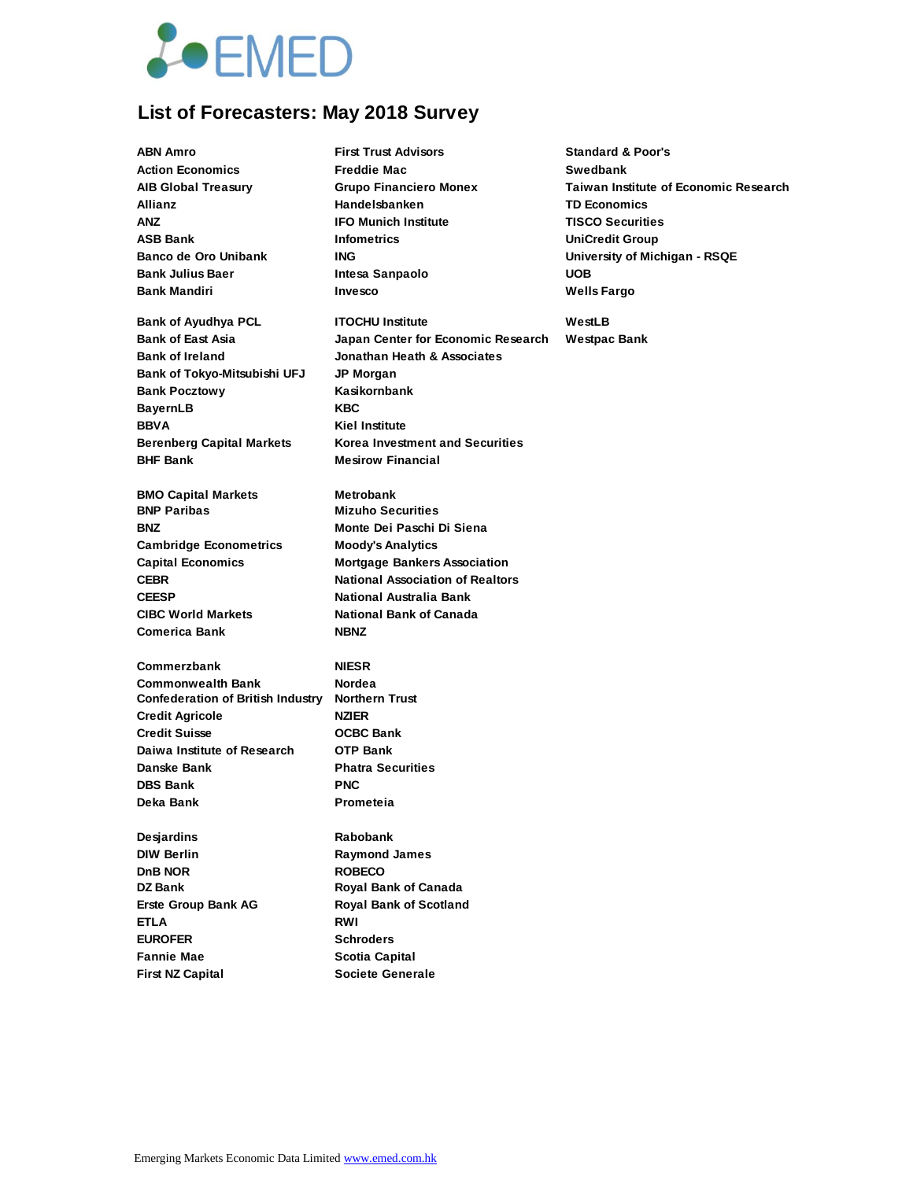EMED

## List of Forecasters: May 2018 Survey

ABN Amro
Action Economics
AIB Global Treasury
Allianz
ANZ
ASB Bank
Banco de Oro Unibank
Bank Julius Baer
Bank Mandiri

Bank of Ayudhya PCL
Bank of East Asia
Bank of Ireland
Bank of Tokyo-Mitsubishi UFJ
Bank Pocztowy
BayernLB
BBVA
Berenberg Capital Markets
BHF Bank

BMO Capital Markets
BNP Paribas
BNZ
Cambridge Econometrics
Capital Economics
CEBR
CEESP
CIBC World Markets
Comerica Bank

Commerzbank
Commonwealth Bank
Confederation of British Industry
Credit Agricole
Credit Suisse
Daiwa Institute of Research
Danske Bank
DBS Bank
Deka Bank

Desjardins
DIW Berlin
DnB NOR
DZ Bank
Erste Group Bank AG
ETLA
EUROFER
Fannie Mae
First NZ Capital

First Trust Advisors
Freddie Mac
Grupo Financiero Monex
Handelsbanken
IFO Munich Institute
Infometrics
ING
Intesa Sanpaolo
Invesco

ITOCHU Institute
Japan Center for Economic Research
Jonathan Heath & Associates
JP Morgan
Kasikornbank
KBC
Kiel Institute
Korea Investment and Securities
Mesirow Financial

Metrobank
Mizuho Securities
Monte Dei Paschi Di Siena
Moody's Analytics
Mortgage Bankers Association
National Association of Realtors
National Australia Bank
National Bank of Canada
NBNZ

NIESR
Nordea
Northern Trust
NZIER
OCBC Bank
OTP Bank
Phatra Securities
PNC
Prometeia

Rabobank
Raymond James
ROBECO
Royal Bank of Canada
Royal Bank of Scotland
RWI
Schroders
Scotia Capital
Societe Generale

Standard & Poor's
Swedbank
Taiwan Institute of Economic Research
TD Economics
TISCO Securities
UniCredit Group
University of Michigan - RSQE
UOB
Wells Fargo

WestLB
Westpac Bank

Emerging Markets Economic Data Limited www.emed.com.hk